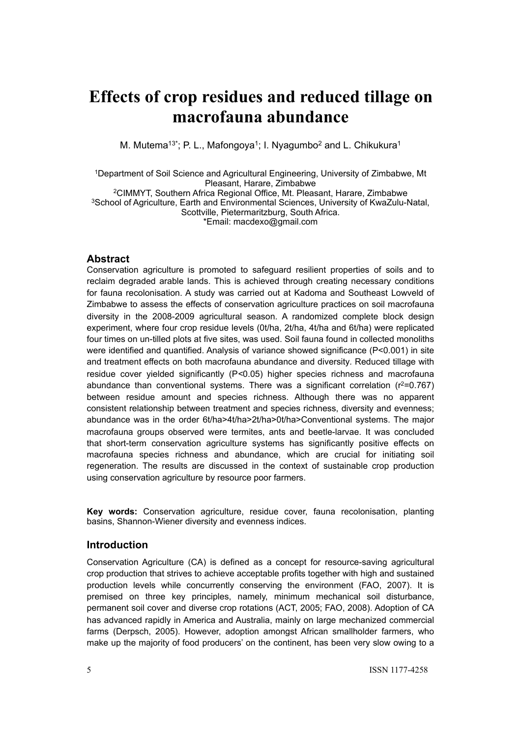# Effects of crop residues and reduced tillage on macrofauna abundance

M. Mutema[13*]; P. L., Mafongoya[1]; I. Nyagumbo[2] and L. Chikukura[1]

[1]Department of Soil Science and Agricultural Engineering, University of Zimbabwe, Mt Pleasant, Harare, Zimbabwe
[2]CIMMYT, Southern Africa Regional Office, Mt. Pleasant, Harare, Zimbabwe
[3]School of Agriculture, Earth and Environmental Sciences, University of KwaZulu-Natal, Scottville, Pietermaritzburg, South Africa.
*Email: macdexo@gmail.com

## Abstract

Conservation agriculture is promoted to safeguard resilient properties of soils and to reclaim degraded arable lands. This is achieved through creating necessary conditions for fauna recolonisation. A study was carried out at Kadoma and Southeast Lowveld of Zimbabwe to assess the effects of conservation agriculture practices on soil macrofauna diversity in the 2008-2009 agricultural season. A randomized complete block design experiment, where four crop residue levels (0t/ha, 2t/ha, 4t/ha and 6t/ha) were replicated four times on un-tilled plots at five sites, was used. Soil fauna found in collected monoliths were identified and quantified. Analysis of variance showed significance ($P<0.001$) in site and treatment effects on both macrofauna abundance and diversity. Reduced tillage with residue cover yielded significantly ($P<0.05$) higher species richness and macrofauna abundance than conventional systems. There was a significant correlation ($r^2=0.767$) between residue amount and species richness. Although there was no apparent consistent relationship between treatment and species richness, diversity and evenness; abundance was in the order 6t/ha>4t/ha>2t/ha>0t/ha>Conventional systems. The major macrofauna groups observed were termites, ants and beetle-larvae. It was concluded that short-term conservation agriculture systems has significantly positive effects on macrofauna species richness and abundance, which are crucial for initiating soil regeneration. The results are discussed in the context of sustainable crop production using conservation agriculture by resource poor farmers.

**Key words:** Conservation agriculture, residue cover, fauna recolonisation, planting basins, Shannon-Wiener diversity and evenness indices.

## Introduction

Conservation Agriculture (CA) is defined as a concept for resource-saving agricultural crop production that strives to achieve acceptable profits together with high and sustained production levels while concurrently conserving the environment (FAO, 2007). It is premised on three key principles, namely, minimum mechanical soil disturbance, permanent soil cover and diverse crop rotations (ACT, 2005; FAO, 2008). Adoption of CA has advanced rapidly in America and Australia, mainly on large mechanized commercial farms (Derpsch, 2005). However, adoption amongst African smallholder farmers, who make up the majority of food producers' on the continent, has been very slow owing to a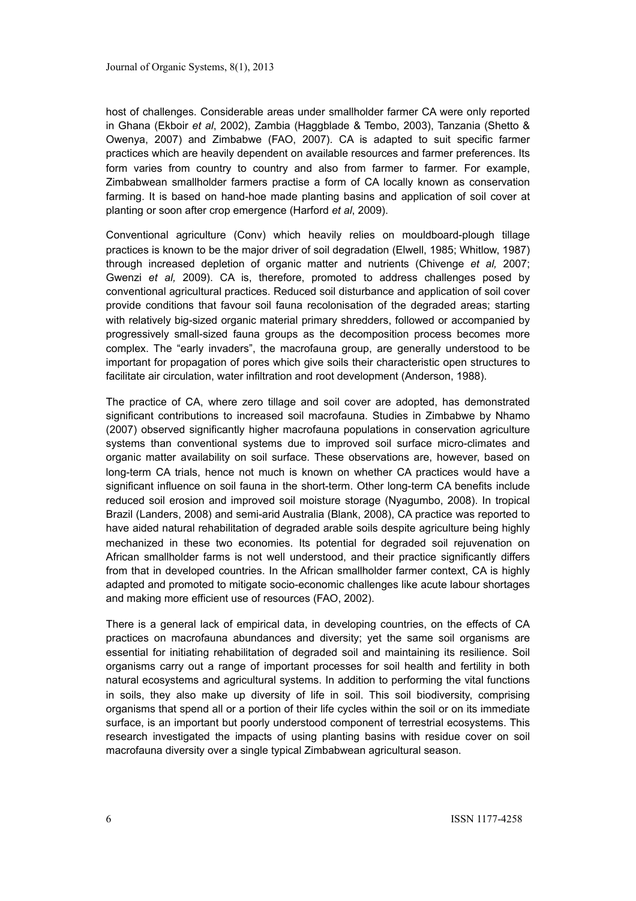host of challenges. Considerable areas under smallholder farmer CA were only reported in Ghana (Ekboir *et al*, 2002), Zambia (Haggblade & Tembo, 2003), Tanzania (Shetto & Owenya, 2007) and Zimbabwe (FAO, 2007). CA is adapted to suit specific farmer practices which are heavily dependent on available resources and farmer preferences. Its form varies from country to country and also from farmer to farmer. For example, Zimbabwean smallholder farmers practise a form of CA locally known as conservation farming. It is based on hand-hoe made planting basins and application of soil cover at planting or soon after crop emergence (Harford *et al*, 2009).

Conventional agriculture (Conv) which heavily relies on mouldboard-plough tillage practices is known to be the major driver of soil degradation (Elwell, 1985; Whitlow, 1987) through increased depletion of organic matter and nutrients (Chivenge *et al,* 2007; Gwenzi *et al,* 2009). CA is, therefore, promoted to address challenges posed by conventional agricultural practices. Reduced soil disturbance and application of soil cover provide conditions that favour soil fauna recolonisation of the degraded areas; starting with relatively big-sized organic material primary shredders, followed or accompanied by progressively small-sized fauna groups as the decomposition process becomes more complex. The "early invaders", the macrofauna group, are generally understood to be important for propagation of pores which give soils their characteristic open structures to facilitate air circulation, water infiltration and root development (Anderson, 1988).

The practice of CA, where zero tillage and soil cover are adopted, has demonstrated significant contributions to increased soil macrofauna. Studies in Zimbabwe by Nhamo (2007) observed significantly higher macrofauna populations in conservation agriculture systems than conventional systems due to improved soil surface micro-climates and organic matter availability on soil surface. These observations are, however, based on long-term CA trials, hence not much is known on whether CA practices would have a significant influence on soil fauna in the short-term. Other long-term CA benefits include reduced soil erosion and improved soil moisture storage (Nyagumbo, 2008). In tropical Brazil (Landers, 2008) and semi-arid Australia (Blank, 2008), CA practice was reported to have aided natural rehabilitation of degraded arable soils despite agriculture being highly mechanized in these two economies. Its potential for degraded soil rejuvenation on African smallholder farms is not well understood, and their practice significantly differs from that in developed countries. In the African smallholder farmer context, CA is highly adapted and promoted to mitigate socio-economic challenges like acute labour shortages and making more efficient use of resources (FAO, 2002).

There is a general lack of empirical data, in developing countries, on the effects of CA practices on macrofauna abundances and diversity; yet the same soil organisms are essential for initiating rehabilitation of degraded soil and maintaining its resilience. Soil organisms carry out a range of important processes for soil health and fertility in both natural ecosystems and agricultural systems. In addition to performing the vital functions in soils, they also make up diversity of life in soil. This soil biodiversity, comprising organisms that spend all or a portion of their life cycles within the soil or on its immediate surface, is an important but poorly understood component of terrestrial ecosystems. This research investigated the impacts of using planting basins with residue cover on soil macrofauna diversity over a single typical Zimbabwean agricultural season.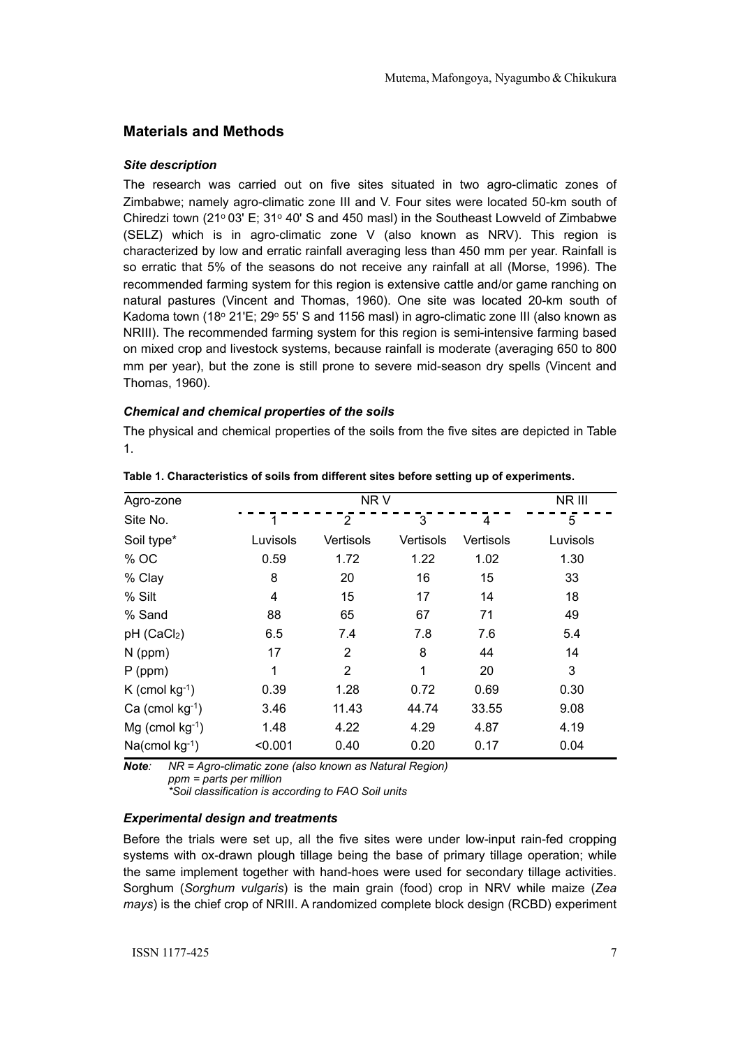## Materials and Methods

### *Site description*

The research was carried out on five sites situated in two agro-climatic zones of Zimbabwe; namely agro-climatic zone III and V. Four sites were located 50-km south of Chiredzi town (21° 03' E; 31° 40' S and 450 masl) in the Southeast Lowveld of Zimbabwe (SELZ) which is in agro-climatic zone V (also known as NRV). This region is characterized by low and erratic rainfall averaging less than 450 mm per year. Rainfall is so erratic that 5% of the seasons do not receive any rainfall at all (Morse, 1996). The recommended farming system for this region is extensive cattle and/or game ranching on natural pastures (Vincent and Thomas, 1960). One site was located 20-km south of Kadoma town (18° 21'E; 29° 55' S and 1156 masl) in agro-climatic zone III (also known as NRIII). The recommended farming system for this region is semi-intensive farming based on mixed crop and livestock systems, because rainfall is moderate (averaging 650 to 800 mm per year), but the zone is still prone to severe mid-season dry spells (Vincent and Thomas, 1960).

### *Chemical and chemical properties of the soils*

The physical and chemical properties of the soils from the five sites are depicted in Table 1.

**Table 1. Characteristics of soils from different sites before setting up of experiments.**

| Agro-zone | NR V | | | | NR III |
|---|---|---|---|---|---|
| Site No. | 1 | 2 | 3 | 4 | 5 |
| Soil type* | Luvisols | Vertisols | Vertisols | Vertisols | Luvisols |
| % OC | 0.59 | 1.72 | 1.22 | 1.02 | 1.30 |
| % Clay | 8 | 20 | 16 | 15 | 33 |
| % Silt | 4 | 15 | 17 | 14 | 18 |
| % Sand | 88 | 65 | 67 | 71 | 49 |
| pH ($CaCl_2$) | 6.5 | 7.4 | 7.8 | 7.6 | 5.4 |
| N (ppm) | 17 | 2 | 8 | 44 | 14 |
| P (ppm) | 1 | 2 | 1 | 20 | 3 |
| K (cmol $kg^{-1}$) | 0.39 | 1.28 | 0.72 | 0.69 | 0.30 |
| Ca (cmol $kg^{-1}$) | 3.46 | 11.43 | 44.74 | 33.55 | 9.08 |
| Mg (cmol $kg^{-1}$) | 1.48 | 4.22 | 4.29 | 4.87 | 4.19 |
| Na(cmol $kg^{-1}$) | <0.001 | 0.40 | 0.20 | 0.17 | 0.04 |

***Note**: NR = Agro-climatic zone (also known as Natural Region)*
*ppm = parts per million*
*\*Soil classification is according to FAO Soil units*

### *Experimental design and treatments*

Before the trials were set up, all the five sites were under low-input rain-fed cropping systems with ox-drawn plough tillage being the base of primary tillage operation; while the same implement together with hand-hoes were used for secondary tillage activities. Sorghum (*Sorghum vulgaris*) is the main grain (food) crop in NRV while maize (*Zea mays*) is the chief crop of NRIII. A randomized complete block design (RCBD) experiment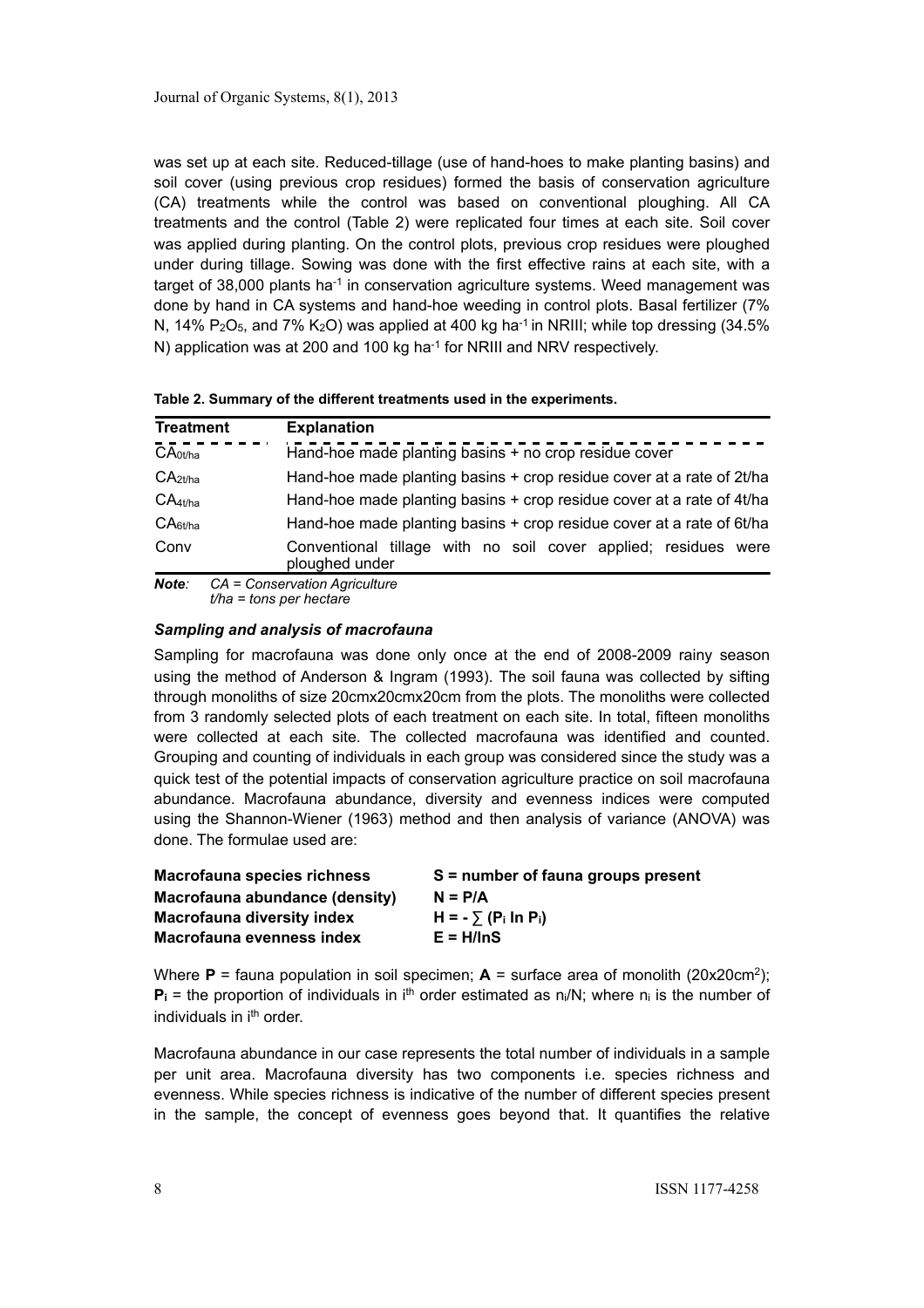was set up at each site. Reduced-tillage (use of hand-hoes to make planting basins) and soil cover (using previous crop residues) formed the basis of conservation agriculture (CA) treatments while the control was based on conventional ploughing. All CA treatments and the control (Table 2) were replicated four times at each site. Soil cover was applied during planting. On the control plots, previous crop residues were ploughed under during tillage. Sowing was done with the first effective rains at each site, with a target of 38,000 plants ha$^{-1}$ in conservation agriculture systems. Weed management was done by hand in CA systems and hand-hoe weeding in control plots. Basal fertilizer (7% N, 14% $P_2O_5$, and 7% $K_2O$) was applied at 400 kg ha$^{-1}$ in NRIII; while top dressing (34.5% N) application was at 200 and 100 kg ha$^{-1}$ for NRIII and NRV respectively.

**Table 2. Summary of the different treatments used in the experiments.**

| Treatment | Explanation |
|---|---|
| $CA_{0t/ha}$ | Hand-hoe made planting basins + no crop residue cover |
| $CA_{2t/ha}$ | Hand-hoe made planting basins + crop residue cover at a rate of 2t/ha |
| $CA_{4t/ha}$ | Hand-hoe made planting basins + crop residue cover at a rate of 4t/ha |
| $CA_{6t/ha}$ | Hand-hoe made planting basins + crop residue cover at a rate of 6t/ha |
| Conv | Conventional tillage with no soil cover applied; residues were ploughed under |

***Note:*** *CA = Conservation Agriculture*
*t/ha = tons per hectare*

### *Sampling and analysis of macrofauna*

Sampling for macrofauna was done only once at the end of 2008-2009 rainy season using the method of Anderson & Ingram (1993). The soil fauna was collected by sifting through monoliths of size 20cmx20cmx20cm from the plots. The monoliths were collected from 3 randomly selected plots of each treatment on each site. In total, fifteen monoliths were collected at each site. The collected macrofauna was identified and counted. Grouping and counting of individuals in each group was considered since the study was a quick test of the potential impacts of conservation agriculture practice on soil macrofauna abundance. Macrofauna abundance, diversity and evenness indices were computed using the Shannon-Wiener (1963) method and then analysis of variance (ANOVA) was done. The formulae used are:

| | |
|---|---|
| **Macrofauna species richness** | **S = number of fauna groups present** |
| **Macrofauna abundance (density)** | **$N = P/A$** |
| **Macrofauna diversity index** | **$H = -\sum (P_i \ln P_i)$** |
| **Macrofauna evenness index** | **$E = H/\ln S$** |

Where **P** = fauna population in soil specimen; **A** = surface area of monolith (20x20cm$^2$); $\mathbf{P_i}$ = the proportion of individuals in i$^{th}$ order estimated as $n_i/N$; where $n_i$ is the number of individuals in i$^{th}$ order.

Macrofauna abundance in our case represents the total number of individuals in a sample per unit area. Macrofauna diversity has two components i.e. species richness and evenness. While species richness is indicative of the number of different species present in the sample, the concept of evenness goes beyond that. It quantifies the relative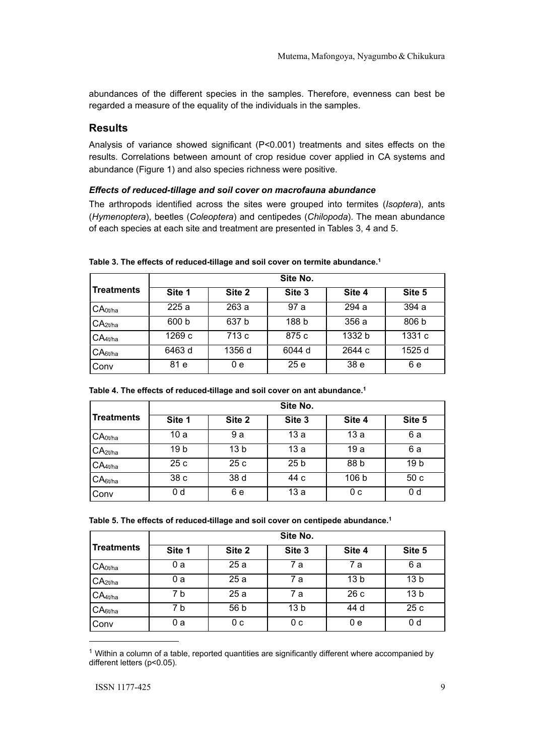abundances of the different species in the samples. Therefore, evenness can best be regarded a measure of the equality of the individuals in the samples.

## Results

Analysis of variance showed significant ($P<0.001$) treatments and sites effects on the results. Correlations between amount of crop residue cover applied in CA systems and abundance (Figure 1) and also species richness were positive.

### *Effects of reduced-tillage and soil cover on macrofauna abundance*

The arthropods identified across the sites were grouped into termites (*Isoptera*), ants (*Hymenoptera*), beetles (*Coleoptera*) and centipedes (*Chilopoda*). The mean abundance of each species at each site and treatment are presented in Tables 3, 4 and 5.

**Table 3. The effects of reduced-tillage and soil cover on termite abundance.[1]**

| Treatments | Site No. | | | | |
|---|---|---|---|---|---|
| | Site 1 | Site 2 | Site 3 | Site 4 | Site 5 |
| $CA_{0t/ha}$ | 225 a | 263 a | 97 a | 294 a | 394 a |
| $CA_{2t/ha}$ | 600 b | 637 b | 188 b | 356 a | 806 b |
| $CA_{4t/ha}$ | 1269 c | 713 c | 875 c | 1332 b | 1331 c |
| $CA_{6t/ha}$ | 6463 d | 1356 d | 6044 d | 2644 c | 1525 d |
| Conv | 81 e | 0 e | 25 e | 38 e | 6 e |

**Table 4. The effects of reduced-tillage and soil cover on ant abundance.[1]**

| Treatments | Site No. | | | | |
|---|---|---|---|---|---|
| | Site 1 | Site 2 | Site 3 | Site 4 | Site 5 |
| $CA_{0t/ha}$ | 10 a | 9 a | 13 a | 13 a | 6 a |
| $CA_{2t/ha}$ | 19 b | 13 b | 13 a | 19 a | 6 a |
| $CA_{4t/ha}$ | 25 c | 25 c | 25 b | 88 b | 19 b |
| $CA_{6t/ha}$ | 38 c | 38 d | 44 c | 106 b | 50 c |
| Conv | 0 d | 6 e | 13 a | 0 c | 0 d |

**Table 5. The effects of reduced-tillage and soil cover on centipede abundance.[1]**

| Treatments | Site No. | | | | |
|---|---|---|---|---|---|
| | Site 1 | Site 2 | Site 3 | Site 4 | Site 5 |
| $CA_{0t/ha}$ | 0 a | 25 a | 7 a | 7 a | 6 a |
| $CA_{2t/ha}$ | 0 a | 25 a | 7 a | 13 b | 13 b |
| $CA_{4t/ha}$ | 7 b | 25 a | 7 a | 26 c | 13 b |
| $CA_{6t/ha}$ | 7 b | 56 b | 13 b | 44 d | 25 c |
| Conv | 0 a | 0 c | 0 c | 0 e | 0 d |

[1] Within a column of a table, reported quantities are significantly different where accompanied by different letters ($p<0.05$).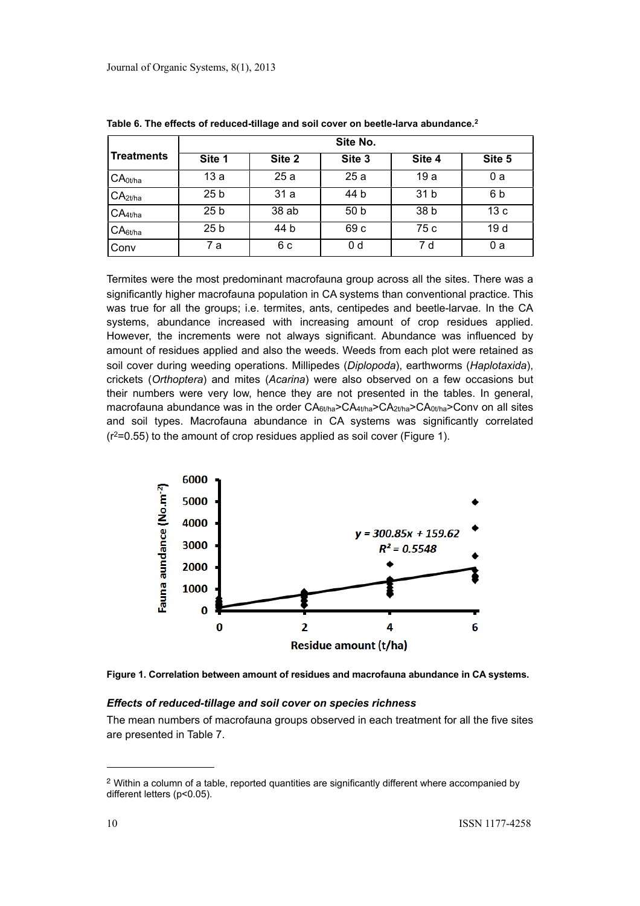**Table 6. The effects of reduced-tillage and soil cover on beetle-larva abundance.**[2]

| Treatments | Site No. | | | | |
|---|---|---|---|---|---|
| | Site 1 | Site 2 | Site 3 | Site 4 | Site 5 |
| $CA_{0t/ha}$ | 13 a | 25 a | 25 a | 19 a | 0 a |
| $CA_{2t/ha}$ | 25 b | 31 a | 44 b | 31 b | 6 b |
| $CA_{4t/ha}$ | 25 b | 38 ab | 50 b | 38 b | 13 c |
| $CA_{6t/ha}$ | 25 b | 44 b | 69 c | 75 c | 19 d |
| Conv | 7 a | 6 c | 0 d | 7 d | 0 a |

Termites were the most predominant macrofauna group across all the sites. There was a significantly higher macrofauna population in CA systems than conventional practice. This was true for all the groups; i.e. termites, ants, centipedes and beetle-larvae. In the CA systems, abundance increased with increasing amount of crop residues applied. However, the increments were not always significant. Abundance was influenced by amount of residues applied and also the weeds. Weeds from each plot were retained as soil cover during weeding operations. Millipedes (*Diplopoda*), earthworms (*Haplotaxida*), crickets (*Orthoptera*) and mites (*Acarina*) were also observed on a few occasions but their numbers were very low, hence they are not presented in the tables. In general, macrofauna abundance was in the order $CA_{6t/ha}$>$CA_{4t/ha}$>$CA_{2t/ha}$>$CA_{0t/ha}$>Conv on all sites and soil types. Macrofauna abundance in CA systems was significantly correlated ($r^2$=0.55) to the amount of crop residues applied as soil cover (Figure 1).

$$y = 300.85x + 159.62$$
$$R^2 = 0.5548$$

**Figure 1. Correlation between amount of residues and macrofauna abundance in CA systems.**

### *Effects of reduced-tillage and soil cover on species richness*

The mean numbers of macrofauna groups observed in each treatment for all the five sites are presented in Table 7.

---

[2] Within a column of a table, reported quantities are significantly different where accompanied by different letters ($p$<0.05).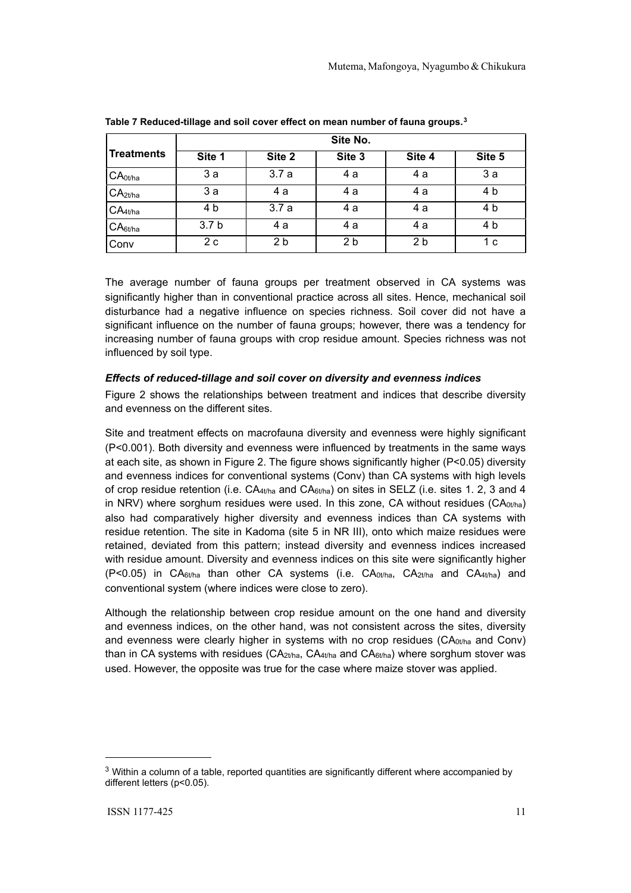**Table 7 Reduced-tillage and soil cover effect on mean number of fauna groups.**[3]

| Treatments | Site No. | | | | |
|---|---|---|---|---|---|
| | Site 1 | Site 2 | Site 3 | Site 4 | Site 5 |
| $CA_{0t/ha}$ | 3 a | 3.7 a | 4 a | 4 a | 3 a |
| $CA_{2t/ha}$ | 3 a | 4 a | 4 a | 4 a | 4 b |
| $CA_{4t/ha}$ | 4 b | 3.7 a | 4 a | 4 a | 4 b |
| $CA_{6t/ha}$ | 3.7 b | 4 a | 4 a | 4 a | 4 b |
| Conv | 2 c | 2 b | 2 b | 2 b | 1 c |

The average number of fauna groups per treatment observed in CA systems was significantly higher than in conventional practice across all sites. Hence, mechanical soil disturbance had a negative influence on species richness. Soil cover did not have a significant influence on the number of fauna groups; however, there was a tendency for increasing number of fauna groups with crop residue amount. Species richness was not influenced by soil type.

### *Effects of reduced-tillage and soil cover on diversity and evenness indices*

Figure 2 shows the relationships between treatment and indices that describe diversity and evenness on the different sites.

Site and treatment effects on macrofauna diversity and evenness were highly significant ($P<0.001$). Both diversity and evenness were influenced by treatments in the same ways at each site, as shown in Figure 2. The figure shows significantly higher ($P<0.05$) diversity and evenness indices for conventional systems (Conv) than CA systems with high levels of crop residue retention (i.e. $CA_{4t/ha}$ and $CA_{6t/ha}$) on sites in SELZ (i.e. sites 1. 2, 3 and 4 in NRV) where sorghum residues were used. In this zone, CA without residues ($CA_{0t/ha}$) also had comparatively higher diversity and evenness indices than CA systems with residue retention. The site in Kadoma (site 5 in NR III), onto which maize residues were retained, deviated from this pattern; instead diversity and evenness indices increased with residue amount. Diversity and evenness indices on this site were significantly higher ($P<0.05$) in $CA_{6t/ha}$ than other CA systems (i.e. $CA_{0t/ha}$, $CA_{2t/ha}$ and $CA_{4t/ha}$) and conventional system (where indices were close to zero).

Although the relationship between crop residue amount on the one hand and diversity and evenness indices, on the other hand, was not consistent across the sites, diversity and evenness were clearly higher in systems with no crop residues ($CA_{0t/ha}$ and Conv) than in CA systems with residues ($CA_{2t/ha}$, $CA_{4t/ha}$ and $CA_{6t/ha}$) where sorghum stover was used. However, the opposite was true for the case where maize stover was applied.

---

[3] Within a column of a table, reported quantities are significantly different where accompanied by different letters ($p<0.05$).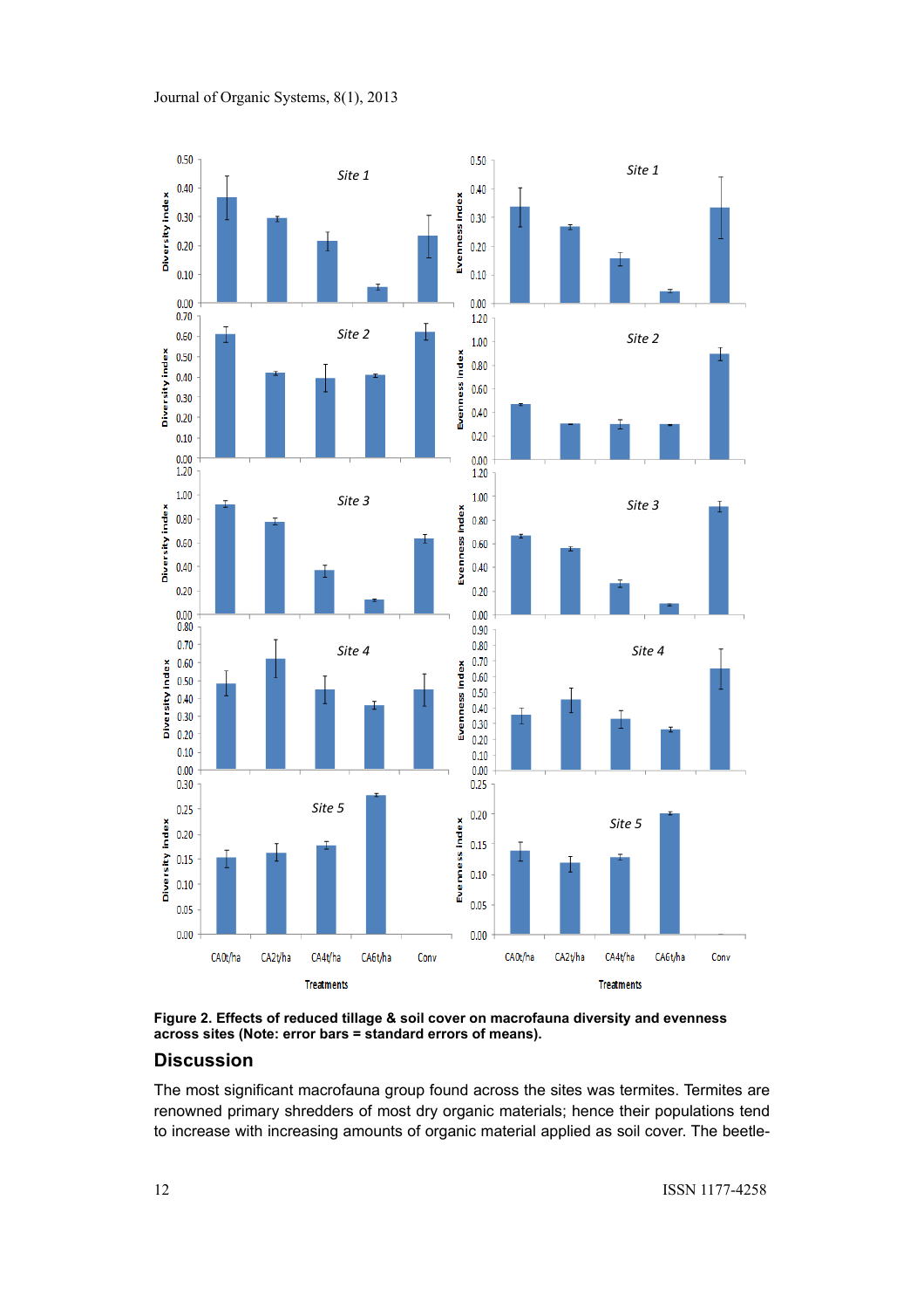**Figure 2. Effects of reduced tillage & soil cover on macrofauna diversity and evenness across sites (Note: error bars = standard errors of means).**

## Discussion

The most significant macrofauna group found across the sites was termites. Termites are renowned primary shredders of most dry organic materials; hence their populations tend to increase with increasing amounts of organic material applied as soil cover. The beetle-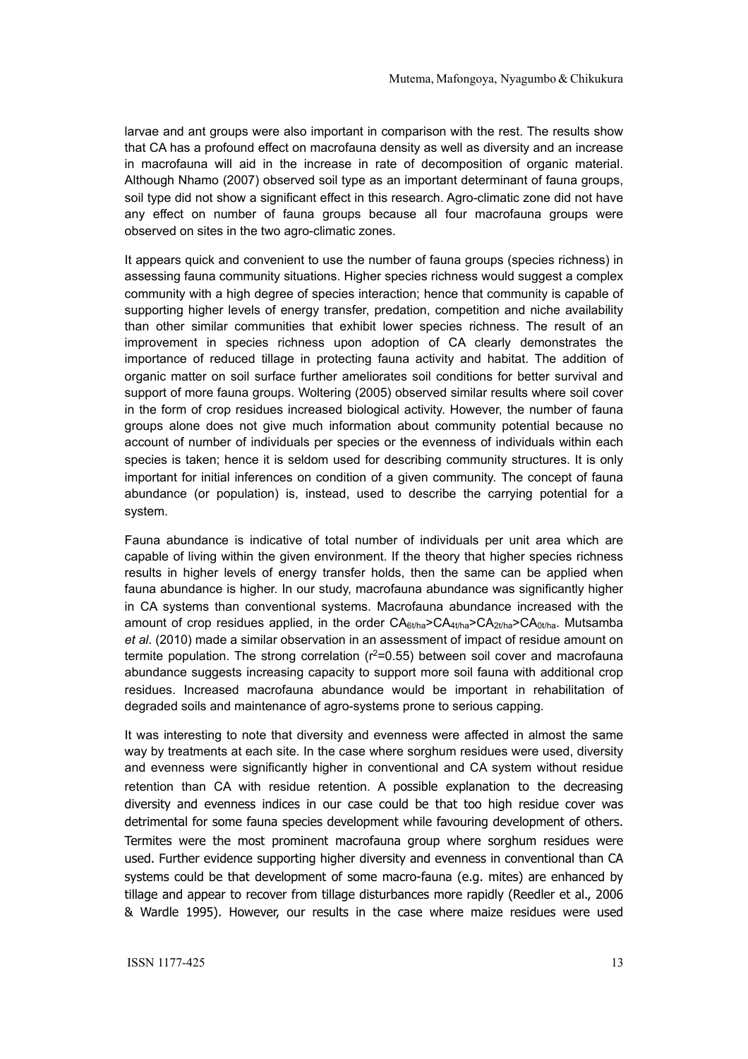larvae and ant groups were also important in comparison with the rest. The results show that CA has a profound effect on macrofauna density as well as diversity and an increase in macrofauna will aid in the increase in rate of decomposition of organic material. Although Nhamo (2007) observed soil type as an important determinant of fauna groups, soil type did not show a significant effect in this research. Agro-climatic zone did not have any effect on number of fauna groups because all four macrofauna groups were observed on sites in the two agro-climatic zones.

It appears quick and convenient to use the number of fauna groups (species richness) in assessing fauna community situations. Higher species richness would suggest a complex community with a high degree of species interaction; hence that community is capable of supporting higher levels of energy transfer, predation, competition and niche availability than other similar communities that exhibit lower species richness. The result of an improvement in species richness upon adoption of CA clearly demonstrates the importance of reduced tillage in protecting fauna activity and habitat. The addition of organic matter on soil surface further ameliorates soil conditions for better survival and support of more fauna groups. Woltering (2005) observed similar results where soil cover in the form of crop residues increased biological activity. However, the number of fauna groups alone does not give much information about community potential because no account of number of individuals per species or the evenness of individuals within each species is taken; hence it is seldom used for describing community structures. It is only important for initial inferences on condition of a given community. The concept of fauna abundance (or population) is, instead, used to describe the carrying potential for a system.

Fauna abundance is indicative of total number of individuals per unit area which are capable of living within the given environment. If the theory that higher species richness results in higher levels of energy transfer holds, then the same can be applied when fauna abundance is higher. In our study, macrofauna abundance was significantly higher in CA systems than conventional systems. Macrofauna abundance increased with the amount of crop residues applied, in the order $CA_{6t/ha}$>$CA_{4t/ha}$>$CA_{2t/ha}$>$CA_{0t/ha}$. Mutsamba *et al*. (2010) made a similar observation in an assessment of impact of residue amount on termite population. The strong correlation ($r^2$=0.55) between soil cover and macrofauna abundance suggests increasing capacity to support more soil fauna with additional crop residues. Increased macrofauna abundance would be important in rehabilitation of degraded soils and maintenance of agro-systems prone to serious capping.

It was interesting to note that diversity and evenness were affected in almost the same way by treatments at each site. In the case where sorghum residues were used, diversity and evenness were significantly higher in conventional and CA system without residue retention than CA with residue retention. A possible explanation to the decreasing diversity and evenness indices in our case could be that too high residue cover was detrimental for some fauna species development while favouring development of others. Termites were the most prominent macrofauna group where sorghum residues were used. Further evidence supporting higher diversity and evenness in conventional than CA systems could be that development of some macro-fauna (e.g. mites) are enhanced by tillage and appear to recover from tillage disturbances more rapidly (Reedler et al., 2006 & Wardle 1995). However, our results in the case where maize residues were used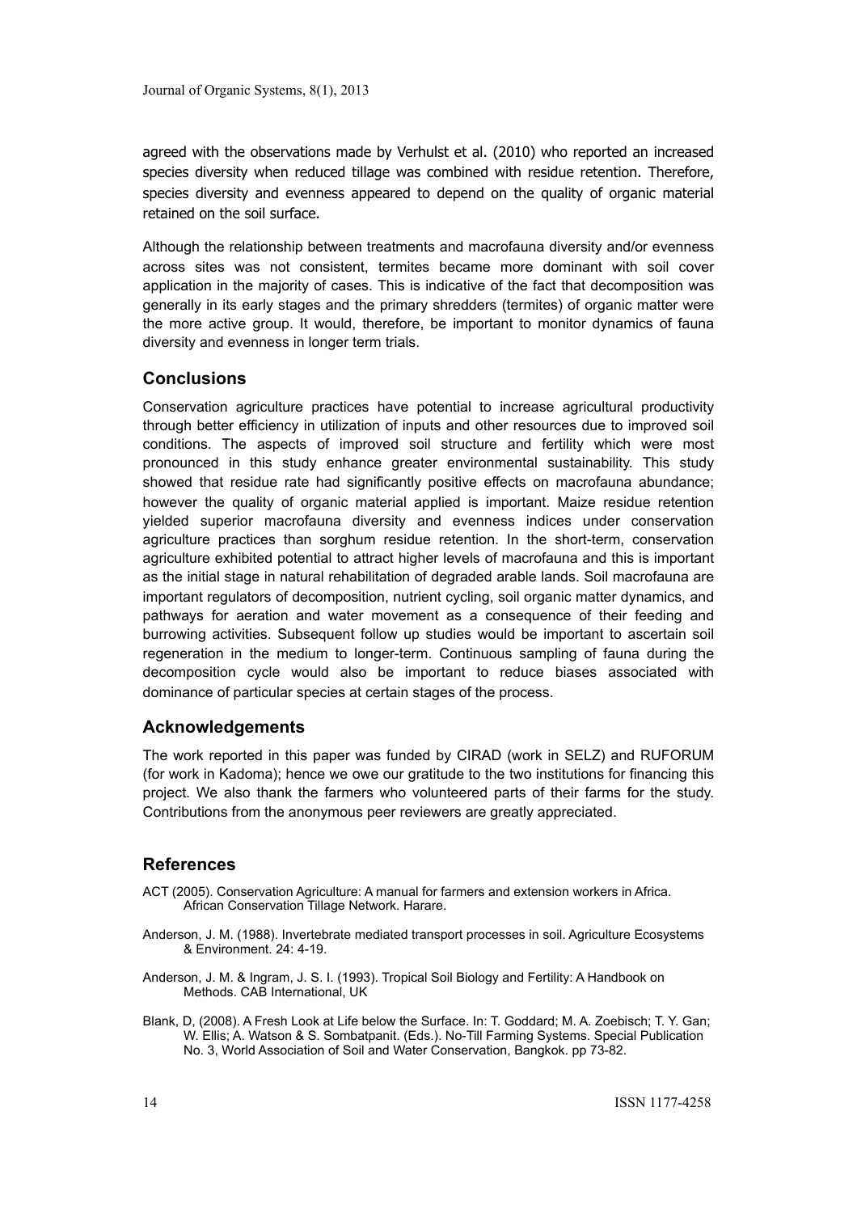agreed with the observations made by Verhulst et al. (2010) who reported an increased species diversity when reduced tillage was combined with residue retention. Therefore, species diversity and evenness appeared to depend on the quality of organic material retained on the soil surface.

Although the relationship between treatments and macrofauna diversity and/or evenness across sites was not consistent, termites became more dominant with soil cover application in the majority of cases. This is indicative of the fact that decomposition was generally in its early stages and the primary shredders (termites) of organic matter were the more active group. It would, therefore, be important to monitor dynamics of fauna diversity and evenness in longer term trials.

## Conclusions

Conservation agriculture practices have potential to increase agricultural productivity through better efficiency in utilization of inputs and other resources due to improved soil conditions. The aspects of improved soil structure and fertility which were most pronounced in this study enhance greater environmental sustainability. This study showed that residue rate had significantly positive effects on macrofauna abundance; however the quality of organic material applied is important. Maize residue retention yielded superior macrofauna diversity and evenness indices under conservation agriculture practices than sorghum residue retention. In the short-term, conservation agriculture exhibited potential to attract higher levels of macrofauna and this is important as the initial stage in natural rehabilitation of degraded arable lands. Soil macrofauna are important regulators of decomposition, nutrient cycling, soil organic matter dynamics, and pathways for aeration and water movement as a consequence of their feeding and burrowing activities. Subsequent follow up studies would be important to ascertain soil regeneration in the medium to longer-term. Continuous sampling of fauna during the decomposition cycle would also be important to reduce biases associated with dominance of particular species at certain stages of the process.

## Acknowledgements

The work reported in this paper was funded by CIRAD (work in SELZ) and RUFORUM (for work in Kadoma); hence we owe our gratitude to the two institutions for financing this project. We also thank the farmers who volunteered parts of their farms for the study. Contributions from the anonymous peer reviewers are greatly appreciated.

## References

ACT (2005). Conservation Agriculture: A manual for farmers and extension workers in Africa. African Conservation Tillage Network. Harare.

Anderson, J. M. (1988). Invertebrate mediated transport processes in soil. Agriculture Ecosystems & Environment. 24: 4-19.

Anderson, J. M. & Ingram, J. S. I. (1993). Tropical Soil Biology and Fertility: A Handbook on Methods. CAB International, UK

Blank, D, (2008). A Fresh Look at Life below the Surface. In: T. Goddard; M. A. Zoebisch; T. Y. Gan; W. Ellis; A. Watson & S. Sombatpanit. (Eds.). No-Till Farming Systems. Special Publication No. 3, World Association of Soil and Water Conservation, Bangkok. pp 73-82.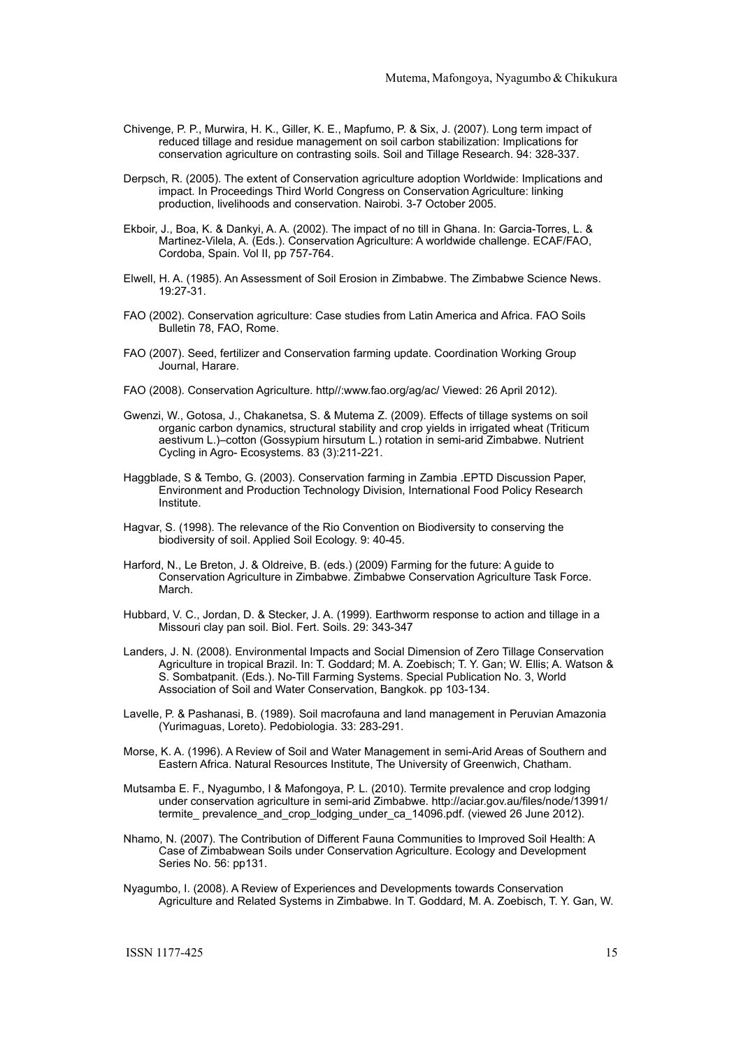Chivenge, P. P., Murwira, H. K., Giller, K. E., Mapfumo, P. & Six, J. (2007). Long term impact of reduced tillage and residue management on soil carbon stabilization: Implications for conservation agriculture on contrasting soils. Soil and Tillage Research. 94: 328-337.

Derpsch, R. (2005). The extent of Conservation agriculture adoption Worldwide: Implications and impact. In Proceedings Third World Congress on Conservation Agriculture: linking production, livelihoods and conservation. Nairobi. 3-7 October 2005.

Ekboir, J., Boa, K. & Dankyi, A. A. (2002). The impact of no till in Ghana. In: Garcia-Torres, L. & Martinez-Vilela, A. (Eds.). Conservation Agriculture: A worldwide challenge. ECAF/FAO, Cordoba, Spain. Vol II, pp 757-764.

Elwell, H. A. (1985). An Assessment of Soil Erosion in Zimbabwe. The Zimbabwe Science News. 19:27-31.

FAO (2002). Conservation agriculture: Case studies from Latin America and Africa. FAO Soils Bulletin 78, FAO, Rome.

FAO (2007). Seed, fertilizer and Conservation farming update. Coordination Working Group Journal, Harare.

FAO (2008). Conservation Agriculture. http//:www.fao.org/ag/ac/ Viewed: 26 April 2012).

Gwenzi, W., Gotosa, J., Chakanetsa, S. & Mutema Z. (2009). Effects of tillage systems on soil organic carbon dynamics, structural stability and crop yields in irrigated wheat (Triticum aestivum L.)–cotton (Gossypium hirsutum L.) rotation in semi-arid Zimbabwe. Nutrient Cycling in Agro- Ecosystems. 83 (3):211-221.

Haggblade, S & Tembo, G. (2003). Conservation farming in Zambia .EPTD Discussion Paper, Environment and Production Technology Division, International Food Policy Research Institute.

Hagvar, S. (1998). The relevance of the Rio Convention on Biodiversity to conserving the biodiversity of soil. Applied Soil Ecology. 9: 40-45.

Harford, N., Le Breton, J. & Oldreive, B. (eds.) (2009) Farming for the future: A guide to Conservation Agriculture in Zimbabwe. Zimbabwe Conservation Agriculture Task Force. March.

Hubbard, V. C., Jordan, D. & Stecker, J. A. (1999). Earthworm response to action and tillage in a Missouri clay pan soil. Biol. Fert. Soils. 29: 343-347

Landers, J. N. (2008). Environmental Impacts and Social Dimension of Zero Tillage Conservation Agriculture in tropical Brazil. In: T. Goddard; M. A. Zoebisch; T. Y. Gan; W. Ellis; A. Watson & S. Sombatpanit. (Eds.). No-Till Farming Systems. Special Publication No. 3, World Association of Soil and Water Conservation, Bangkok. pp 103-134.

Lavelle, P. & Pashanasi, B. (1989). Soil macrofauna and land management in Peruvian Amazonia (Yurimaguas, Loreto). Pedobiologia. 33: 283-291.

Morse, K. A. (1996). A Review of Soil and Water Management in semi-Arid Areas of Southern and Eastern Africa. Natural Resources Institute, The University of Greenwich, Chatham.

Mutsamba E. F., Nyagumbo, I & Mafongoya, P. L. (2010). Termite prevalence and crop lodging under conservation agriculture in semi-arid Zimbabwe. http://aciar.gov.au/files/node/13991/termite_ prevalence_and_crop_lodging_under_ca_14096.pdf. (viewed 26 June 2012).

Nhamo, N. (2007). The Contribution of Different Fauna Communities to Improved Soil Health: A Case of Zimbabwean Soils under Conservation Agriculture. Ecology and Development Series No. 56: pp131.

Nyagumbo, I. (2008). A Review of Experiences and Developments towards Conservation Agriculture and Related Systems in Zimbabwe. In T. Goddard, M. A. Zoebisch, T. Y. Gan, W.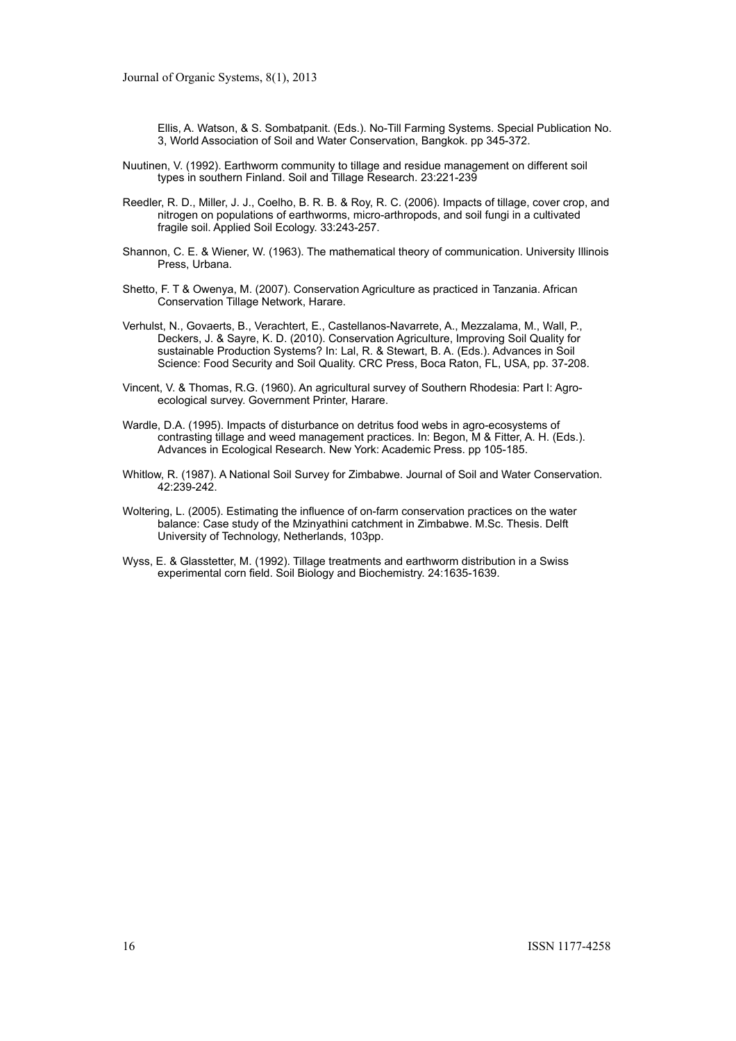Ellis, A. Watson, & S. Sombatpanit. (Eds.). No-Till Farming Systems. Special Publication No. 3, World Association of Soil and Water Conservation, Bangkok. pp 345-372.

Nuutinen, V. (1992). Earthworm community to tillage and residue management on different soil types in southern Finland. Soil and Tillage Research. 23:221-239

Reedler, R. D., Miller, J. J., Coelho, B. R. B. & Roy, R. C. (2006). Impacts of tillage, cover crop, and nitrogen on populations of earthworms, micro-arthropods, and soil fungi in a cultivated fragile soil. Applied Soil Ecology. 33:243-257.

Shannon, C. E. & Wiener, W. (1963). The mathematical theory of communication. University Illinois Press, Urbana.

Shetto, F. T & Owenya, M. (2007). Conservation Agriculture as practiced in Tanzania. African Conservation Tillage Network, Harare.

Verhulst, N., Govaerts, B., Verachtert, E., Castellanos-Navarrete, A., Mezzalama, M., Wall, P., Deckers, J. & Sayre, K. D. (2010). Conservation Agriculture, Improving Soil Quality for sustainable Production Systems? In: Lal, R. & Stewart, B. A. (Eds.). Advances in Soil Science: Food Security and Soil Quality. CRC Press, Boca Raton, FL, USA, pp. 37-208.

Vincent, V. & Thomas, R.G. (1960). An agricultural survey of Southern Rhodesia: Part I: Agro-ecological survey. Government Printer, Harare.

Wardle, D.A. (1995). Impacts of disturbance on detritus food webs in agro-ecosystems of contrasting tillage and weed management practices. In: Begon, M & Fitter, A. H. (Eds.). Advances in Ecological Research. New York: Academic Press. pp 105-185.

Whitlow, R. (1987). A National Soil Survey for Zimbabwe. Journal of Soil and Water Conservation. 42:239-242.

Woltering, L. (2005). Estimating the influence of on-farm conservation practices on the water balance: Case study of the Mzinyathini catchment in Zimbabwe. M.Sc. Thesis. Delft University of Technology, Netherlands, 103pp.

Wyss, E. & Glasstetter, M. (1992). Tillage treatments and earthworm distribution in a Swiss experimental corn field. Soil Biology and Biochemistry. 24:1635-1639.